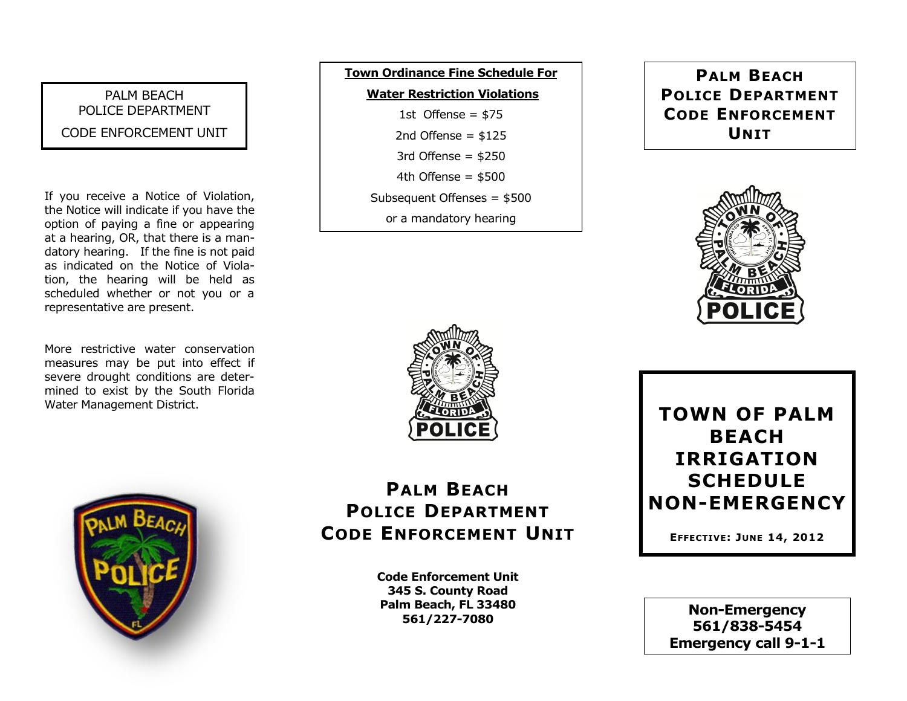PALM BEACH
POLICE DEPARTMENT
CODE ENFORCEMENT UNIT

If you receive a Notice of Violation, the Notice will indicate if you have the option of paying a fine or appearing at a hearing, OR, that there is a mandatory hearing. If the fine is not paid as indicated on the Notice of Violation, the hearing will be held as scheduled whether or not you or a representative are present.

More restrictive water conservation measures may be put into effect if severe drought conditions are determined to exist by the South Florida Water Management District.

**Town Ordinance Fine Schedule For Water Restriction Violations**

1st Offense = $75

2nd Offense = $125

3rd Offense = $250

4th Offense = $500

Subsequent Offenses = $500

or a mandatory hearing

## PALM BEACH POLICE DEPARTMENT CODE ENFORCEMENT UNIT

**Code Enforcement Unit**
**345 S. County Road**
**Palm Beach, FL 33480**
**561/227-7080**

## PALM BEACH POLICE DEPARTMENT CODE ENFORCEMENT UNIT

# TOWN OF PALM BEACH IRRIGATION SCHEDULE NON-EMERGENCY

**EFFECTIVE: JUNE 14, 2012**

**Non-Emergency**
**561/838-5454**
**Emergency call 9-1-1**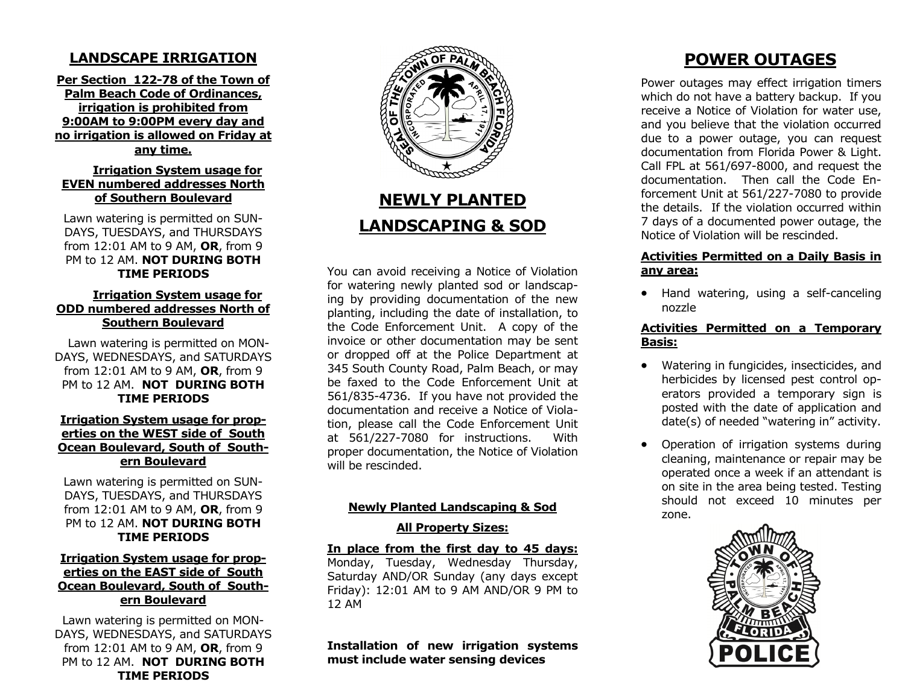## LANDSCAPE IRRIGATION

**Per Section 122-78 of the Town of Palm Beach Code of Ordinances, irrigation is prohibited from 9:00AM to 9:00PM every day and no irrigation is allowed on Friday at any time.**

### Irrigation System usage for EVEN numbered addresses North of Southern Boulevard

Lawn watering is permitted on SUNDAYS, TUESDAYS, and THURSDAYS from 12:01 AM to 9 AM, **OR**, from 9 PM to 12 AM. **NOT DURING BOTH TIME PERIODS**

### Irrigation System usage for ODD numbered addresses North of Southern Boulevard

Lawn watering is permitted on MONDAYS, WEDNESDAYS, and SATURDAYS from 12:01 AM to 9 AM, **OR**, from 9 PM to 12 AM. **NOT DURING BOTH TIME PERIODS**

### Irrigation System usage for properties on the WEST side of South Ocean Boulevard, South of Southern Boulevard

Lawn watering is permitted on SUNDAYS, TUESDAYS, and THURSDAYS from 12:01 AM to 9 AM, **OR**, from 9 PM to 12 AM. **NOT DURING BOTH TIME PERIODS**

### Irrigation System usage for properties on the EAST side of South Ocean Boulevard, South of Southern Boulevard

Lawn watering is permitted on MONDAYS, WEDNESDAYS, and SATURDAYS from 12:01 AM to 9 AM, **OR**, from 9 PM to 12 AM. **NOT DURING BOTH TIME PERIODS**

## NEWLY PLANTED LANDSCAPING & SOD

You can avoid receiving a Notice of Violation for watering newly planted sod or landscaping by providing documentation of the new planting, including the date of installation, to the Code Enforcement Unit. A copy of the invoice or other documentation may be sent or dropped off at the Police Department at 345 South County Road, Palm Beach, or may be faxed to the Code Enforcement Unit at 561/835-4736. If you have not provided the documentation and receive a Notice of Violation, please call the Code Enforcement Unit at 561/227-7080 for instructions. With proper documentation, the Notice of Violation will be rescinded.

### Newly Planted Landscaping & Sod

**All Property Sizes:**

**In place from the first day to 45 days:** Monday, Tuesday, Wednesday Thursday, Saturday AND/OR Sunday (any days except Friday): 12:01 AM to 9 AM AND/OR 9 PM to 12 AM

**Installation of new irrigation systems must include water sensing devices**

## POWER OUTAGES

Power outages may effect irrigation timers which do not have a battery backup. If you receive a Notice of Violation for water use, and you believe that the violation occurred due to a power outage, you can request documentation from Florida Power & Light. Call FPL at 561/697-8000, and request the documentation. Then call the Code Enforcement Unit at 561/227-7080 to provide the details. If the violation occurred within 7 days of a documented power outage, the Notice of Violation will be rescinded.

### Activities Permitted on a Daily Basis in any area:

- Hand watering, using a self-canceling nozzle

### Activities Permitted on a Temporary Basis:

- Watering in fungicides, insecticides, and herbicides by licensed pest control operators provided a temporary sign is posted with the date of application and date(s) of needed "watering in" activity.
- Operation of irrigation systems during cleaning, maintenance or repair may be operated once a week if an attendant is on site in the area being tested. Testing should not exceed 10 minutes per zone.